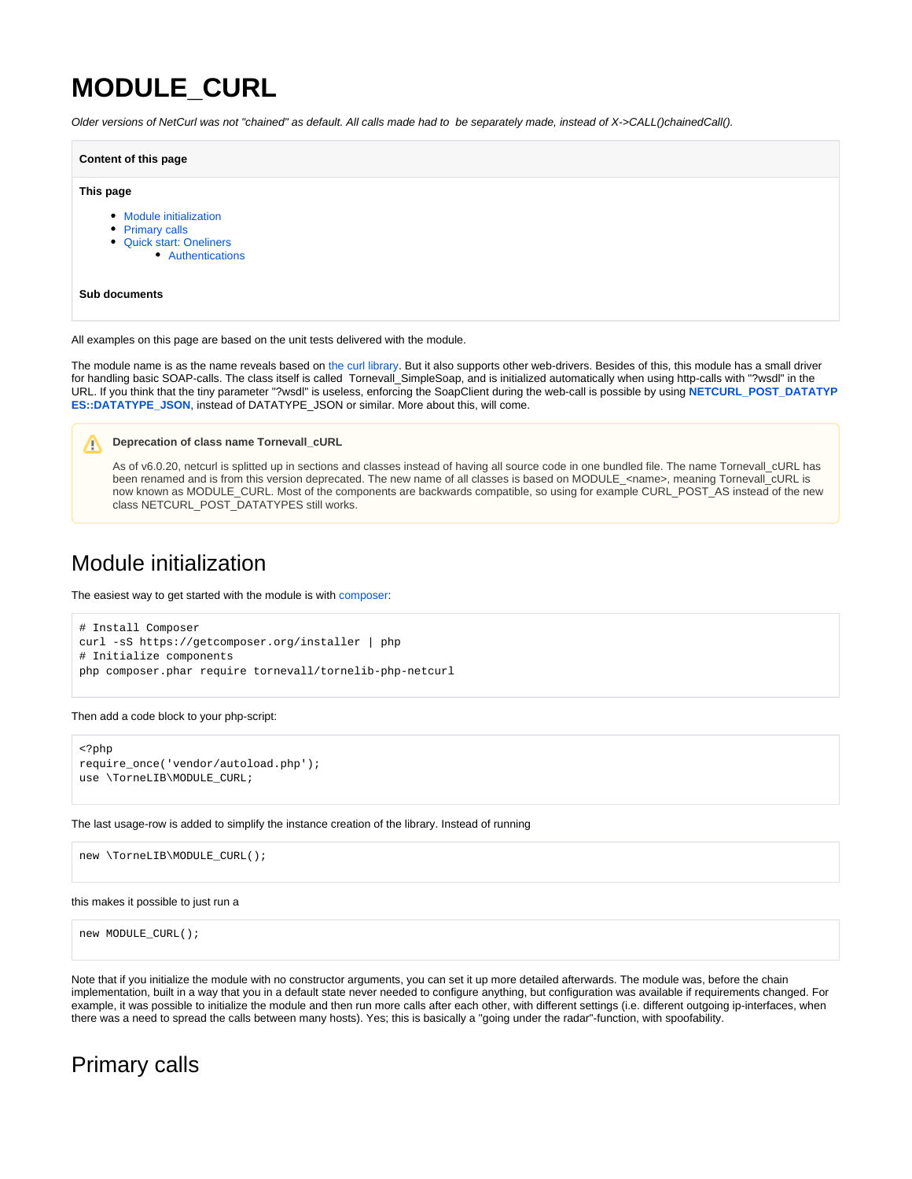# MODULE_CURL

*Older versions of NetCurl was not "chained" as default. All calls made had to  be separately made, instead of X->CALL()chainedCall().*

**Content of this page**

**This page**

- Module initialization
- Primary calls
- Quick start: Oneliners
  - Authentications

**Sub documents**

All examples on this page are based on the unit tests delivered with the module.

The module name is as the name reveals based on the curl library. But it also supports other web-drivers. Besides of this, this module has a small driver for handling basic SOAP-calls. The class itself is called  Tornevall_SimpleSoap, and is initialized automatically when using http-calls with "?wsdl" in the URL. If you think that the tiny parameter "?wsdl" is useless, enforcing the SoapClient during the web-call is possible by using **NETCURL_POST_DATATYPES::DATATYPE_JSON**, instead of DATATYPE_JSON or similar. More about this, will come.

**Deprecation of class name Tornevall_cURL**

As of v6.0.20, netcurl is splitted up in sections and classes instead of having all source code in one bundled file. The name Tornevall_cURL has been renamed and is from this version deprecated. The new name of all classes is based on MODULE_<name>, meaning Tornevall_cURL is now known as MODULE_CURL. Most of the components are backwards compatible, so using for example CURL_POST_AS instead of the new class NETCURL_POST_DATATYPES still works.

## Module initialization

The easiest way to get started with the module is with composer:

```
# Install Composer
curl -sS https://getcomposer.org/installer | php
# Initialize components
php composer.phar require tornevall/tornelib-php-netcurl
```

Then add a code block to your php-script:

```
<?php
require_once('vendor/autoload.php');
use \TorneLIB\MODULE_CURL;
```

The last usage-row is added to simplify the instance creation of the library. Instead of running

```
new \TorneLIB\MODULE_CURL();
```

this makes it possible to just run a

```
new MODULE_CURL();
```

Note that if you initialize the module with no constructor arguments, you can set it up more detailed afterwards. The module was, before the chain implementation, built in a way that you in a default state never needed to configure anything, but configuration was available if requirements changed. For example, it was possible to initialize the module and then run more calls after each other, with different settings (i.e. different outgoing ip-interfaces, when there was a need to spread the calls between many hosts). Yes; this is basically a "going under the radar"-function, with spoofability.

## Primary calls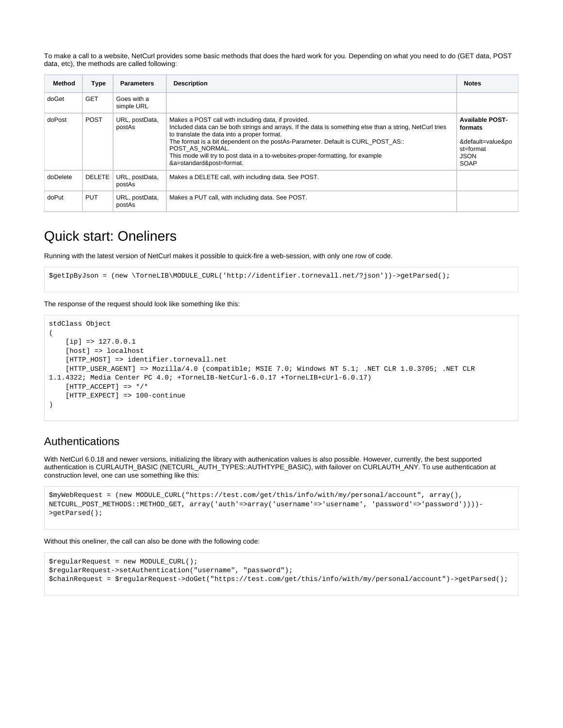To make a call to a website, NetCurl provides some basic methods that does the hard work for you. Depending on what you need to do (GET data, POST data, etc), the methods are called following:

| Method | Type | Parameters | Description | Notes |
|---|---|---|---|---|
| doGet | GET | Goes with a simple URL | | |
| doPost | POST | URL, postData, postAs | Makes a POST call with including data, if provided.<br>Included data can be both strings and arrays. If the data is something else than a string, NetCurl tries to translate the data into a proper format.<br>The format is a bit dependent on the postAs-Parameter. Default is CURL_POST_AS::POST_AS_NORMAL.<br>This mode will try to post data in a to-websites-proper-formatting, for example &a=standard&post=format. | **Available POST-formats**<br><br>&default=value&post=format<br>JSON<br>SOAP |
| doDelete | DELETE | URL, postData, postAs | Makes a DELETE call, with including data. See POST. | |
| doPut | PUT | URL, postData, postAs | Makes a PUT call, with including data. See POST. | |

# Quick start: Oneliners

Running with the latest version of NetCurl makes it possible to quick-fire a web-session, with only one row of code.

```
$getIpByJson = (new \TorneLIB\MODULE_CURL('http://identifier.tornevall.net/?json'))->getParsed();
```

The response of the request should look like something like this:

```
stdClass Object
(
    [ip] => 127.0.0.1
    [host] => localhost
    [HTTP_HOST] => identifier.tornevall.net
    [HTTP_USER_AGENT] => Mozilla/4.0 (compatible; MSIE 7.0; Windows NT 5.1; .NET CLR 1.0.3705; .NET CLR 1.1.4322; Media Center PC 4.0; +TorneLIB-NetCurl-6.0.17 +TorneLIB+cUrl-6.0.17)
    [HTTP_ACCEPT] => */*
    [HTTP_EXPECT] => 100-continue
)
```

## Authentications

With NetCurl 6.0.18 and newer versions, initializing the library with authenication values is also possible. However, currently, the best supported authentication is CURLAUTH_BASIC (NETCURL_AUTH_TYPES::AUTHTYPE_BASIC), with failover on CURLAUTH_ANY. To use authentication at construction level, one can use something like this:

```
$myWebRequest = (new MODULE_CURL("https://test.com/get/this/info/with/my/personal/account", array(), NETCURL_POST_METHODS::METHOD_GET, array('auth'=>array('username'=>'username', 'password'=>'password'))))->getParsed();
```

Without this oneliner, the call can also be done with the following code:

```
$regularRequest = new MODULE_CURL();
$regularRequest->setAuthentication("username", "password");
$chainRequest = $regularRequest->doGet("https://test.com/get/this/info/with/my/personal/account")->getParsed();
```